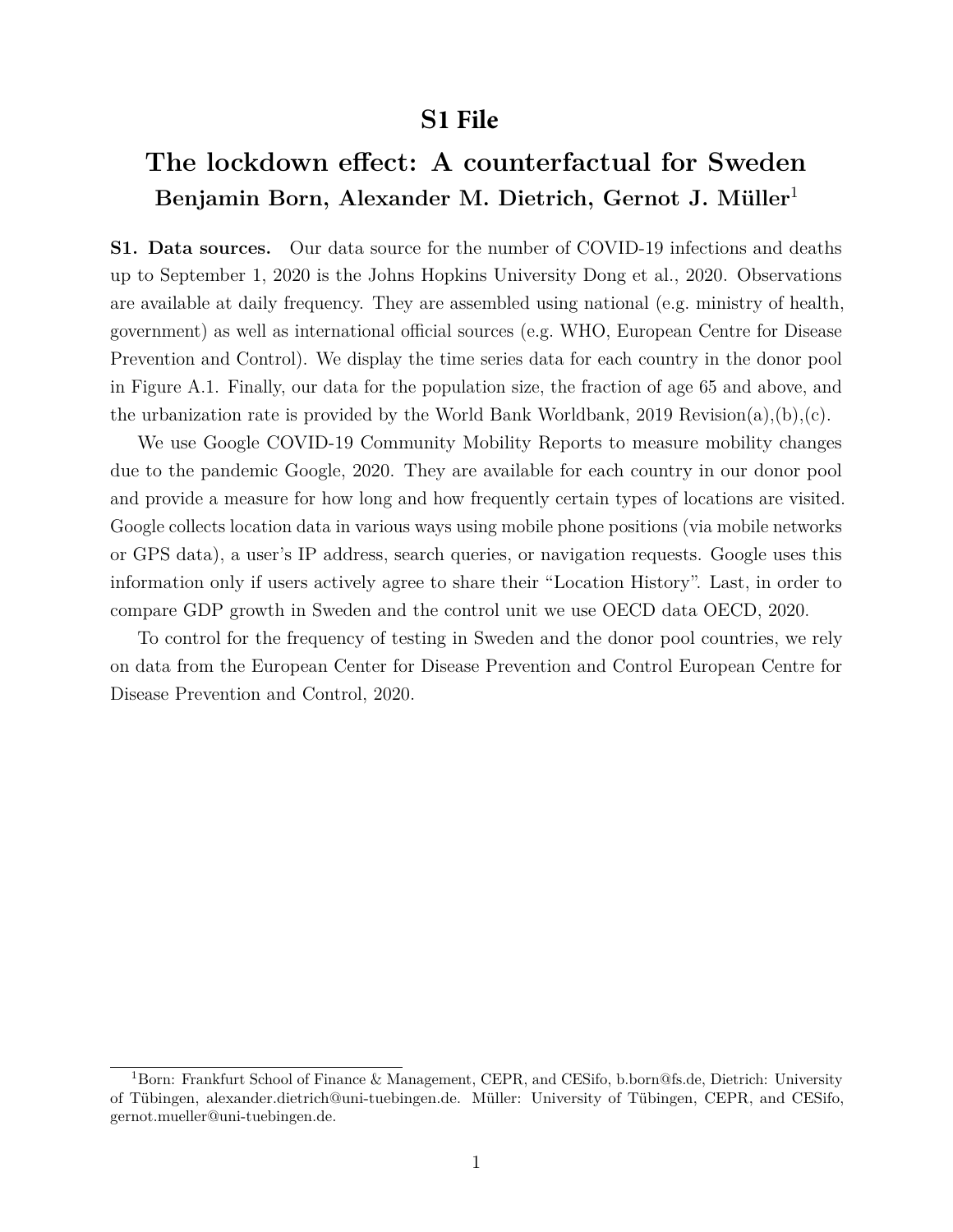# S1 File

## The lockdown effect: A counterfactual for Sweden

**Benjamin Born, Alexander M. Dietrich, Gernot J. Müller**[1]

**S1. Data sources.** Our data source for the number of COVID-19 infections and deaths up to September 1, 2020 is the Johns Hopkins University Dong et al., 2020. Observations are available at daily frequency. They are assembled using national (e.g. ministry of health, government) as well as international official sources (e.g. WHO, European Centre for Disease Prevention and Control). We display the time series data for each country in the donor pool in Figure A.1. Finally, our data for the population size, the fraction of age 65 and above, and the urbanization rate is provided by the World Bank Worldbank, 2019 Revision(a),(b),(c).

We use Google COVID-19 Community Mobility Reports to measure mobility changes due to the pandemic Google, 2020. They are available for each country in our donor pool and provide a measure for how long and how frequently certain types of locations are visited. Google collects location data in various ways using mobile phone positions (via mobile networks or GPS data), a user's IP address, search queries, or navigation requests. Google uses this information only if users actively agree to share their "Location History". Last, in order to compare GDP growth in Sweden and the control unit we use OECD data OECD, 2020.

To control for the frequency of testing in Sweden and the donor pool countries, we rely on data from the European Center for Disease Prevention and Control European Centre for Disease Prevention and Control, 2020.

---

[1] Born: Frankfurt School of Finance & Management, CEPR, and CESifo, b.born@fs.de, Dietrich: University of Tübingen, alexander.dietrich@uni-tuebingen.de. Müller: University of Tübingen, CEPR, and CESifo, gernot.mueller@uni-tuebingen.de.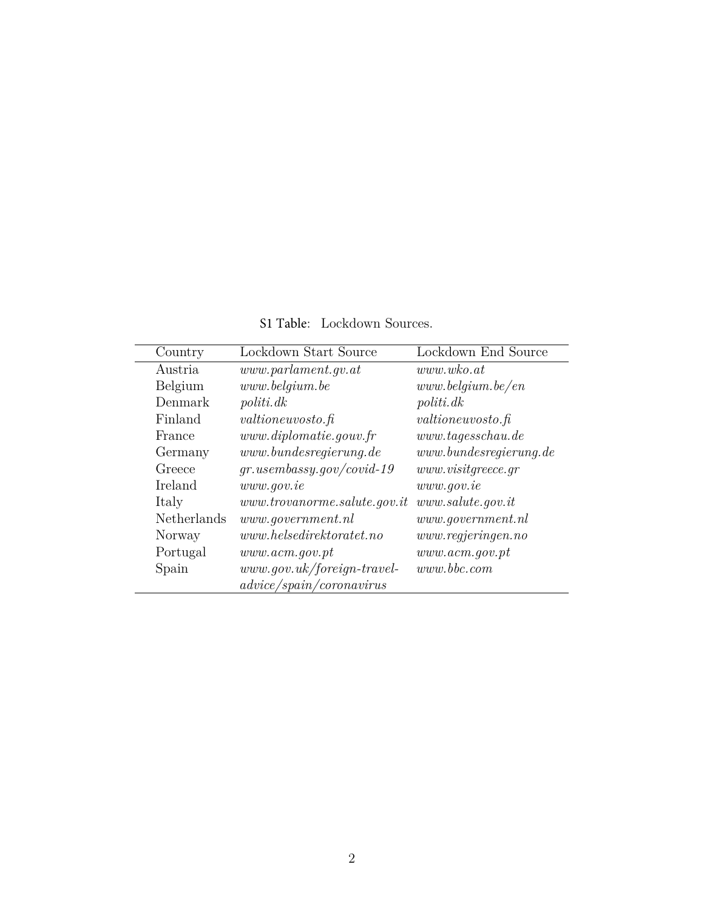**S1 Table:** Lockdown Sources.

| Country | Lockdown Start Source | Lockdown End Source |
|---|---|---|
| Austria | *www.parlament.gv.at* | *www.wko.at* |
| Belgium | *www.belgium.be* | *www.belgium.be/en* |
| Denmark | *politi.dk* | *politi.dk* |
| Finland | *valtioneuvosto.fi* | *valtioneuvosto.fi* |
| France | *www.diplomatie.gouv.fr* | *www.tagesschau.de* |
| Germany | *www.bundesregierung.de* | *www.bundesregierung.de* |
| Greece | *gr.usembassy.gov/covid-19* | *www.visitgreece.gr* |
| Ireland | *www.gov.ie* | *www.gov.ie* |
| Italy | *www.trovanorme.salute.gov.it* | *www.salute.gov.it* |
| Netherlands | *www.government.nl* | *www.government.nl* |
| Norway | *www.helsedirektoratet.no* | *www.regjeringen.no* |
| Portugal | *www.acm.gov.pt* | *www.acm.gov.pt* |
| Spain | *www.gov.uk/foreign-travel-advice/spain/coronavirus* | *www.bbc.com* |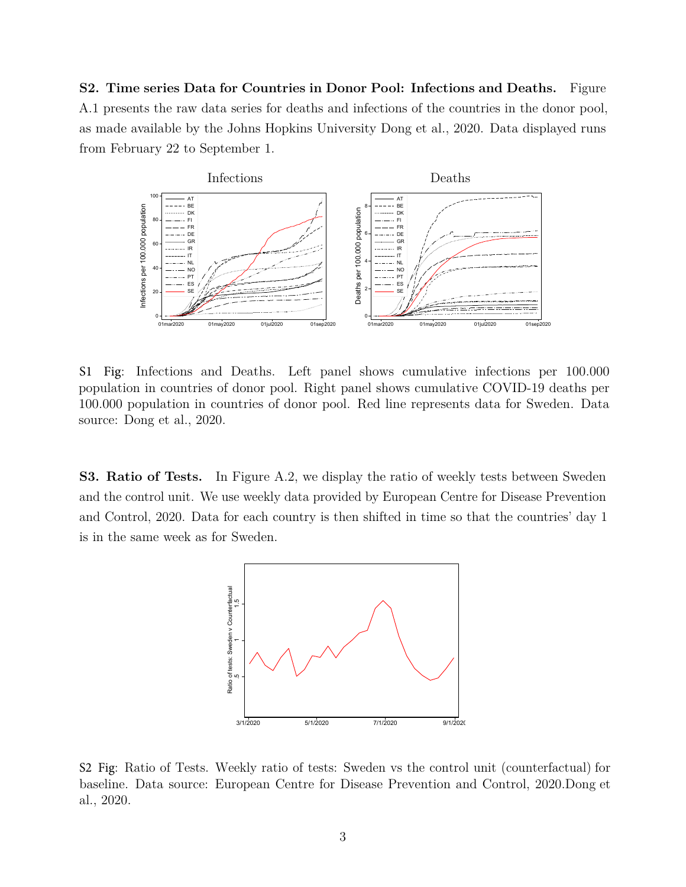**S2. Time series Data for Countries in Donor Pool: Infections and Deaths.** Figure A.1 presents the raw data series for deaths and infections of the countries in the donor pool, as made available by the Johns Hopkins University Dong et al., 2020. Data displayed runs from February 22 to September 1.

S1 Fig: Infections and Deaths. Left panel shows cumulative infections per 100.000 population in countries of donor pool. Right panel shows cumulative COVID-19 deaths per 100.000 population in countries of donor pool. Red line represents data for Sweden. Data source: Dong et al., 2020.

**S3. Ratio of Tests.** In Figure A.2, we display the ratio of weekly tests between Sweden and the control unit. We use weekly data provided by European Centre for Disease Prevention and Control, 2020. Data for each country is then shifted in time so that the countries' day 1 is in the same week as for Sweden.

S2 Fig: Ratio of Tests. Weekly ratio of tests: Sweden vs the control unit (counterfactual) for baseline. Data source: European Centre for Disease Prevention and Control, 2020.Dong et al., 2020.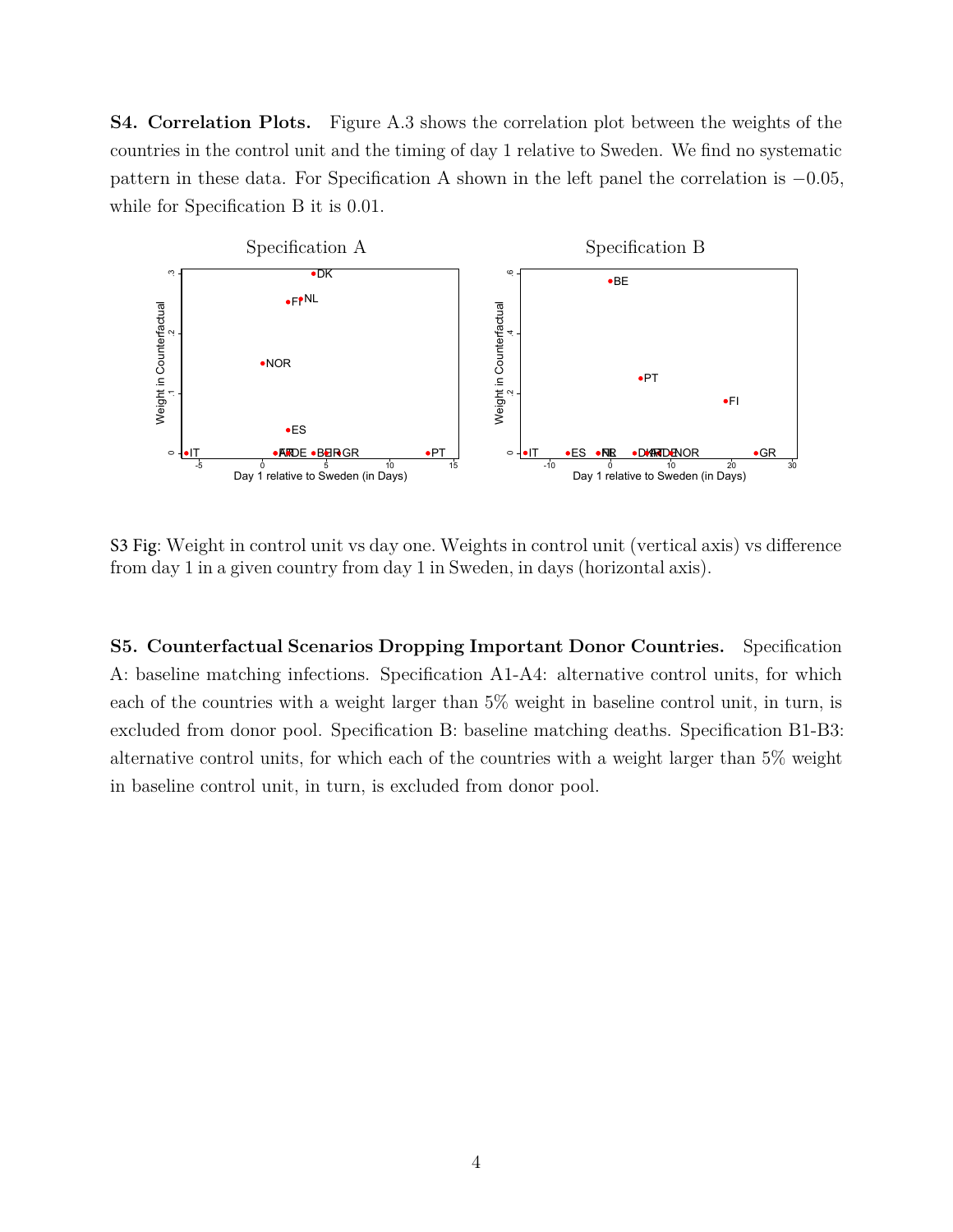**S4. Correlation Plots.** Figure A.3 shows the correlation plot between the weights of the countries in the control unit and the timing of day 1 relative to Sweden. We find no systematic pattern in these data. For Specification A shown in the left panel the correlation is $-0.05$, while for Specification B it is 0.01.

S3 Fig: Weight in control unit vs day one. Weights in control unit (vertical axis) vs difference from day 1 in a given country from day 1 in Sweden, in days (horizontal axis).

**S5. Counterfactual Scenarios Dropping Important Donor Countries.** Specification A: baseline matching infections. Specification A1-A4: alternative control units, for which each of the countries with a weight larger than 5% weight in baseline control unit, in turn, is excluded from donor pool. Specification B: baseline matching deaths. Specification B1-B3: alternative control units, for which each of the countries with a weight larger than 5% weight in baseline control unit, in turn, is excluded from donor pool.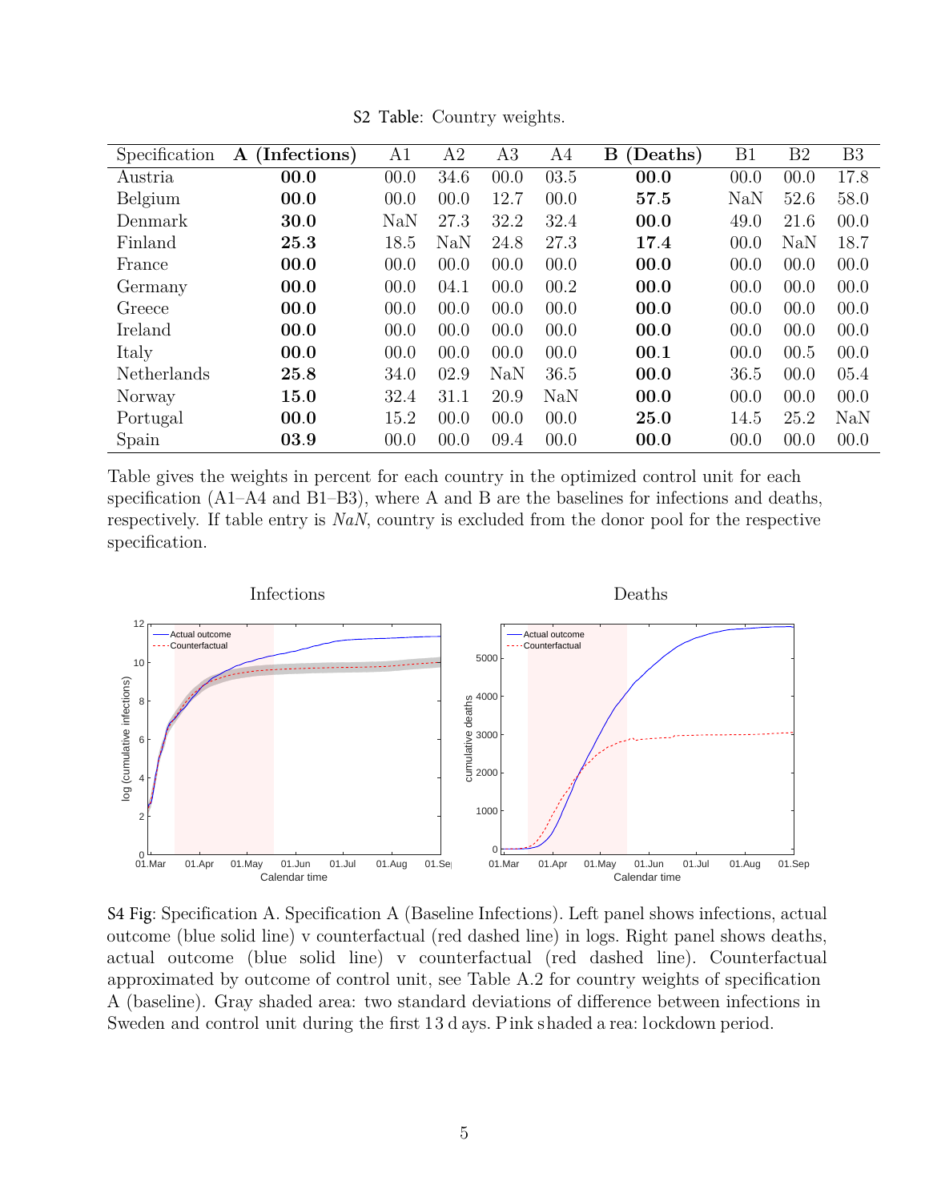S2 Table: Country weights.

| Specification | **A (Infections)** | A1 | A2 | A3 | A4 | **B (Deaths)** | B1 | B2 | B3 |
|---|---|---|---|---|---|---|---|---|---|
| Austria | **00.0** | 00.0 | 34.6 | 00.0 | 03.5 | **00.0** | 00.0 | 00.0 | 17.8 |
| Belgium | **00.0** | 00.0 | 00.0 | 12.7 | 00.0 | **57.5** | NaN | 52.6 | 58.0 |
| Denmark | **30.0** | NaN | 27.3 | 32.2 | 32.4 | **00.0** | 49.0 | 21.6 | 00.0 |
| Finland | **25.3** | 18.5 | NaN | 24.8 | 27.3 | **17.4** | 00.0 | NaN | 18.7 |
| France | **00.0** | 00.0 | 00.0 | 00.0 | 00.0 | **00.0** | 00.0 | 00.0 | 00.0 |
| Germany | **00.0** | 00.0 | 04.1 | 00.0 | 00.2 | **00.0** | 00.0 | 00.0 | 00.0 |
| Greece | **00.0** | 00.0 | 00.0 | 00.0 | 00.0 | **00.0** | 00.0 | 00.0 | 00.0 |
| Ireland | **00.0** | 00.0 | 00.0 | 00.0 | 00.0 | **00.0** | 00.0 | 00.0 | 00.0 |
| Italy | **00.0** | 00.0 | 00.0 | 00.0 | 00.0 | **00.1** | 00.0 | 00.5 | 00.0 |
| Netherlands | **25.8** | 34.0 | 02.9 | NaN | 36.5 | **00.0** | 36.5 | 00.0 | 05.4 |
| Norway | **15.0** | 32.4 | 31.1 | 20.9 | NaN | **00.0** | 00.0 | 00.0 | 00.0 |
| Portugal | **00.0** | 15.2 | 00.0 | 00.0 | 00.0 | **25.0** | 14.5 | 25.2 | NaN |
| Spain | **03.9** | 00.0 | 00.0 | 09.4 | 00.0 | **00.0** | 00.0 | 00.0 | 00.0 |

Table gives the weights in percent for each country in the optimized control unit for each specification (A1–A4 and B1–B3), where A and B are the baselines for infections and deaths, respectively. If table entry is *NaN*, country is excluded from the donor pool for the respective specification.

S4 Fig: Specification A. Specification A (Baseline Infections). Left panel shows infections, actual outcome (blue solid line) v counterfactual (red dashed line) in logs. Right panel shows deaths, actual outcome (blue solid line) v counterfactual (red dashed line). Counterfactual approximated by outcome of control unit, see Table A.2 for country weights of specification A (baseline). Gray shaded area: two standard deviations of difference between infections in Sweden and control unit during the first 13 days. Pink shaded area: lockdown period.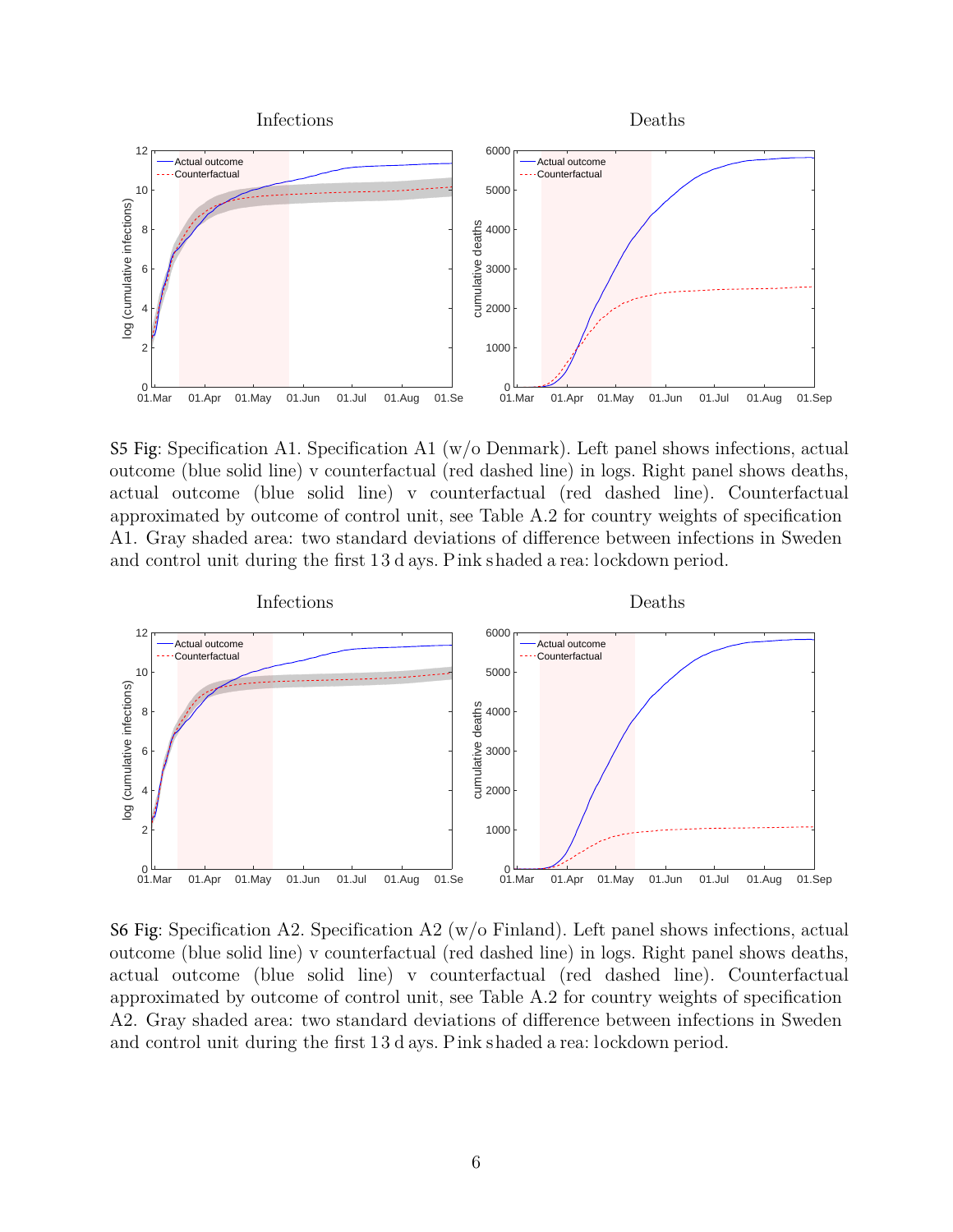**S5 Fig**: Specification A1. Specification A1 (w/o Denmark). Left panel shows infections, actual outcome (blue solid line) v counterfactual (red dashed line) in logs. Right panel shows deaths, actual outcome (blue solid line) v counterfactual (red dashed line). Counterfactual approximated by outcome of control unit, see Table A.2 for country weights of specification A1. Gray shaded area: two standard deviations of difference between infections in Sweden and control unit during the first 13 days. Pink shaded area: lockdown period.

**S6 Fig**: Specification A2. Specification A2 (w/o Finland). Left panel shows infections, actual outcome (blue solid line) v counterfactual (red dashed line) in logs. Right panel shows deaths, actual outcome (blue solid line) v counterfactual (red dashed line). Counterfactual approximated by outcome of control unit, see Table A.2 for country weights of specification A2. Gray shaded area: two standard deviations of difference between infections in Sweden and control unit during the first 13 days. Pink shaded area: lockdown period.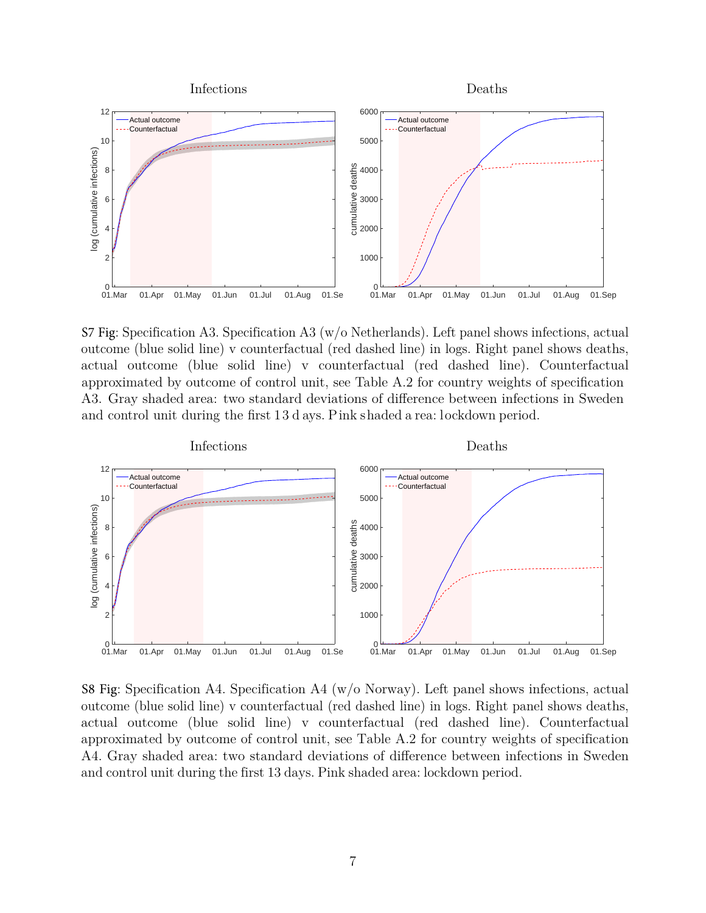**S7 Fig**: Specification A3. Specification A3 (w/o Netherlands). Left panel shows infections, actual outcome (blue solid line) v counterfactual (red dashed line) in logs. Right panel shows deaths, actual outcome (blue solid line) v counterfactual (red dashed line). Counterfactual approximated by outcome of control unit, see Table A.2 for country weights of specification A3. Gray shaded area: two standard deviations of difference between infections in Sweden and control unit during the first 13 days. Pink shaded area: lockdown period.

**S8 Fig**: Specification A4. Specification A4 (w/o Norway). Left panel shows infections, actual outcome (blue solid line) v counterfactual (red dashed line) in logs. Right panel shows deaths, actual outcome (blue solid line) v counterfactual (red dashed line). Counterfactual approximated by outcome of control unit, see Table A.2 for country weights of specification A4. Gray shaded area: two standard deviations of difference between infections in Sweden and control unit during the first 13 days. Pink shaded area: lockdown period.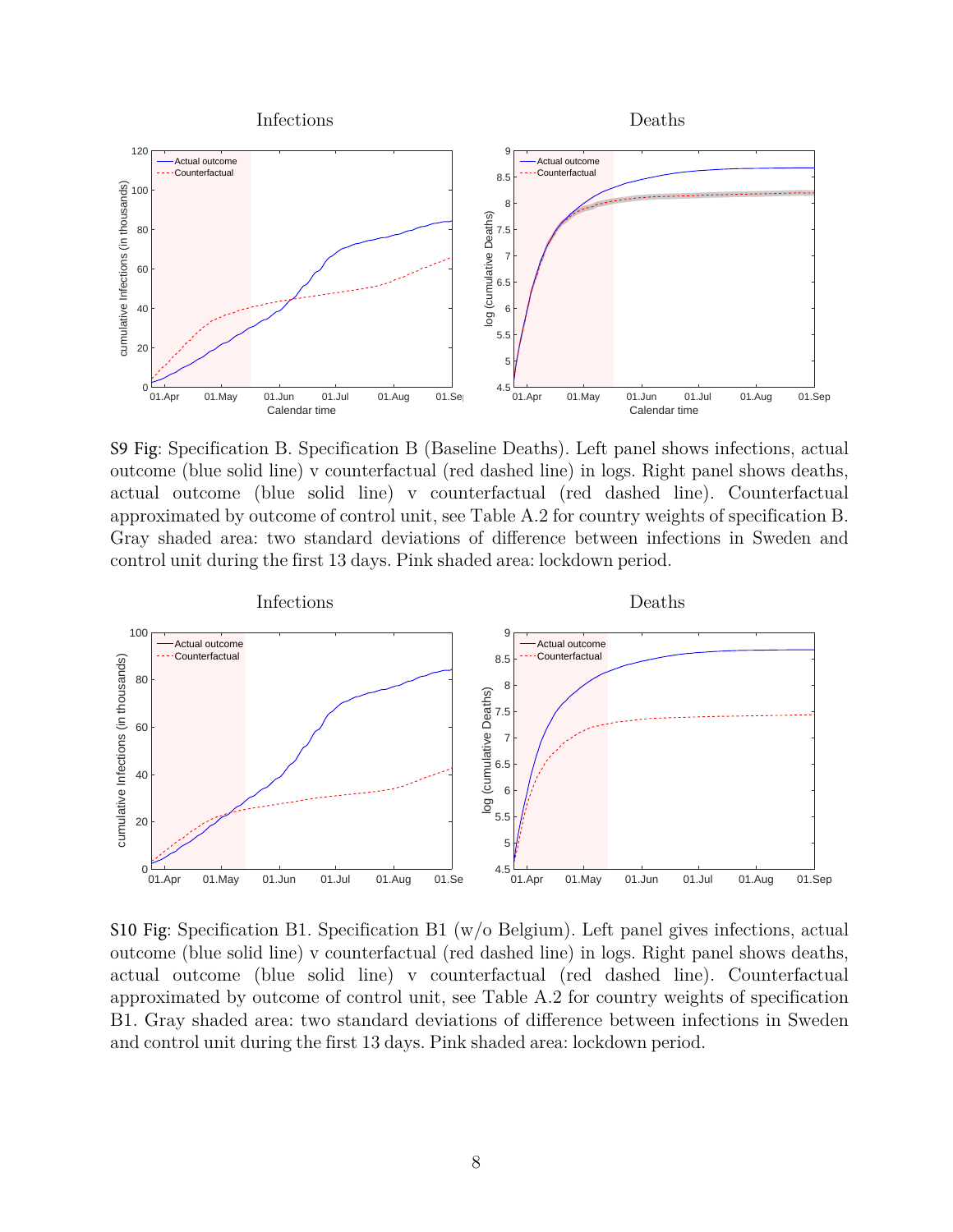**S9 Fig**: Specification B. Specification B (Baseline Deaths). Left panel shows infections, actual outcome (blue solid line) v counterfactual (red dashed line) in logs. Right panel shows deaths, actual outcome (blue solid line) v counterfactual (red dashed line). Counterfactual approximated by outcome of control unit, see Table A.2 for country weights of specification B. Gray shaded area: two standard deviations of difference between infections in Sweden and control unit during the first 13 days. Pink shaded area: lockdown period.

**S10 Fig**: Specification B1. Specification B1 (w/o Belgium). Left panel gives infections, actual outcome (blue solid line) v counterfactual (red dashed line) in logs. Right panel shows deaths, actual outcome (blue solid line) v counterfactual (red dashed line). Counterfactual approximated by outcome of control unit, see Table A.2 for country weights of specification B1. Gray shaded area: two standard deviations of difference between infections in Sweden and control unit during the first 13 days. Pink shaded area: lockdown period.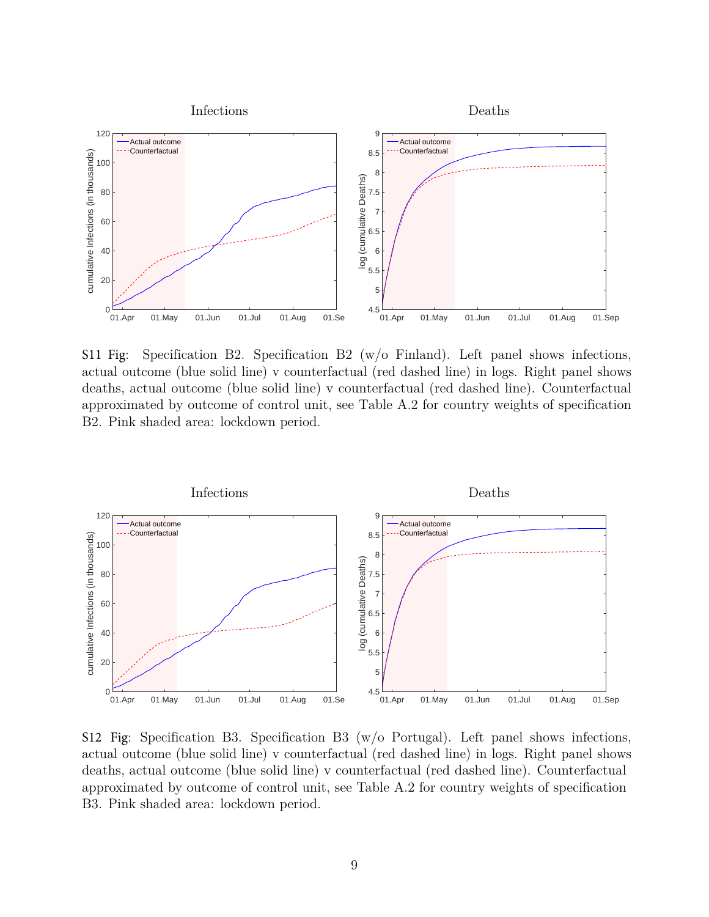S11 Fig: Specification B2. Specification B2 (w/o Finland). Left panel shows infections, actual outcome (blue solid line) v counterfactual (red dashed line) in logs. Right panel shows deaths, actual outcome (blue solid line) v counterfactual (red dashed line). Counterfactual approximated by outcome of control unit, see Table A.2 for country weights of specification B2. Pink shaded area: lockdown period.

S12 Fig: Specification B3. Specification B3 (w/o Portugal). Left panel shows infections, actual outcome (blue solid line) v counterfactual (red dashed line) in logs. Right panel shows deaths, actual outcome (blue solid line) v counterfactual (red dashed line). Counterfactual approximated by outcome of control unit, see Table A.2 for country weights of specification B3. Pink shaded area: lockdown period.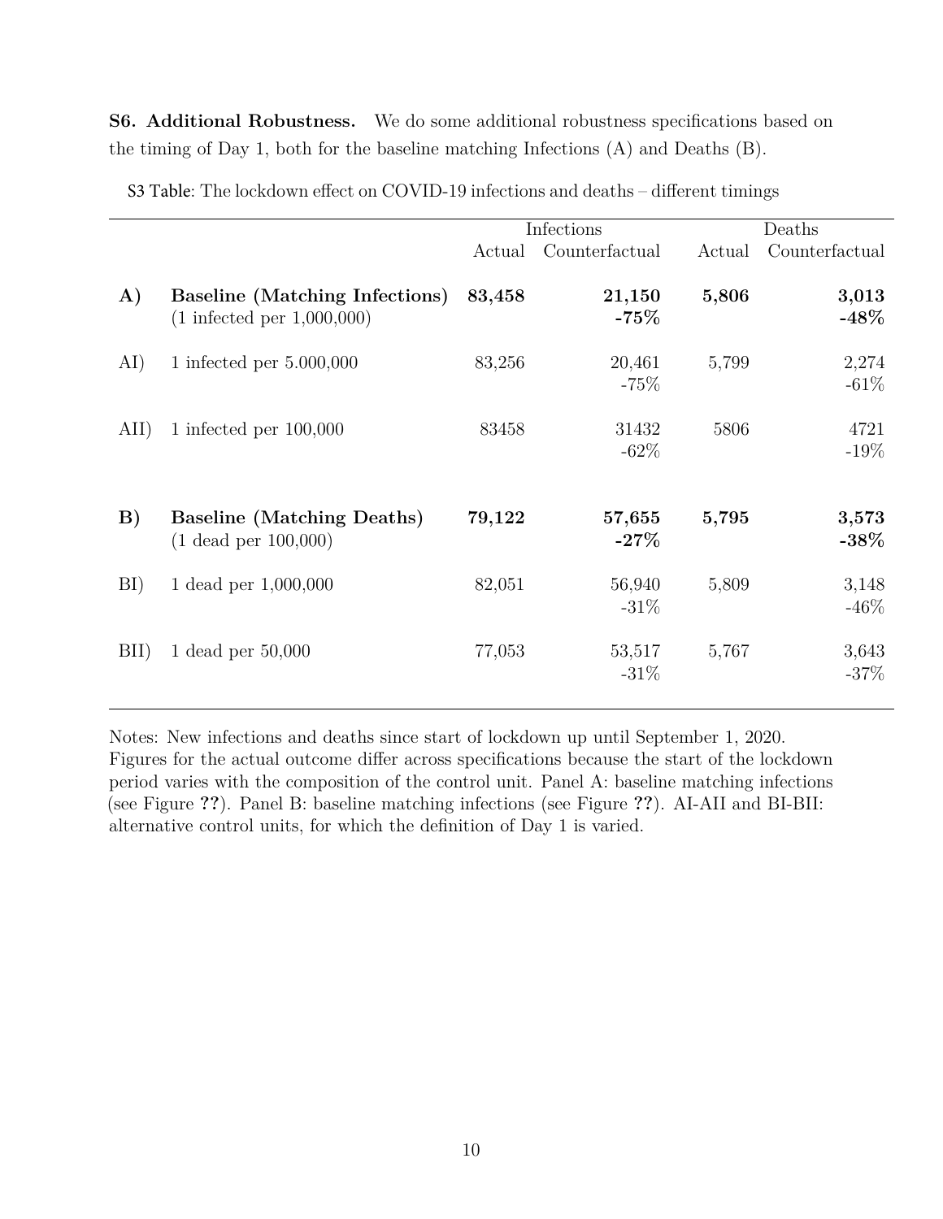**S6. Additional Robustness.** We do some additional robustness specifications based on the timing of Day 1, both for the baseline matching Infections (A) and Deaths (B).

S3 Table: The lockdown effect on COVID-19 infections and deaths – different timings

| | | Infections | | Deaths | |
|---|---|---|---|---|---|
| | | Actual | Counterfactual | Actual | Counterfactual |
| **A)** | **Baseline (Matching Infections)** (1 infected per 1,000,000) | **83,458** | **21,150** **-75%** | **5,806** | **3,013** **-48%** |
| AI) | 1 infected per 5.000,000 | 83,256 | 20,461 -75% | 5,799 | 2,274 -61% |
| AII) | 1 infected per 100,000 | 83458 | 31432 -62% | 5806 | 4721 -19% |
| **B)** | **Baseline (Matching Deaths)** (1 dead per 100,000) | **79,122** | **57,655** **-27%** | **5,795** | **3,573** **-38%** |
| BI) | 1 dead per 1,000,000 | 82,051 | 56,940 -31% | 5,809 | 3,148 -46% |
| BII) | 1 dead per 50,000 | 77,053 | 53,517 -31% | 5,767 | 3,643 -37% |

Notes: New infections and deaths since start of lockdown up until September 1, 2020. Figures for the actual outcome differ across specifications because the start of the lockdown period varies with the composition of the control unit. Panel A: baseline matching infections (see Figure **??**). Panel B: baseline matching infections (see Figure **??**). AI-AII and BI-BII: alternative control units, for which the definition of Day 1 is varied.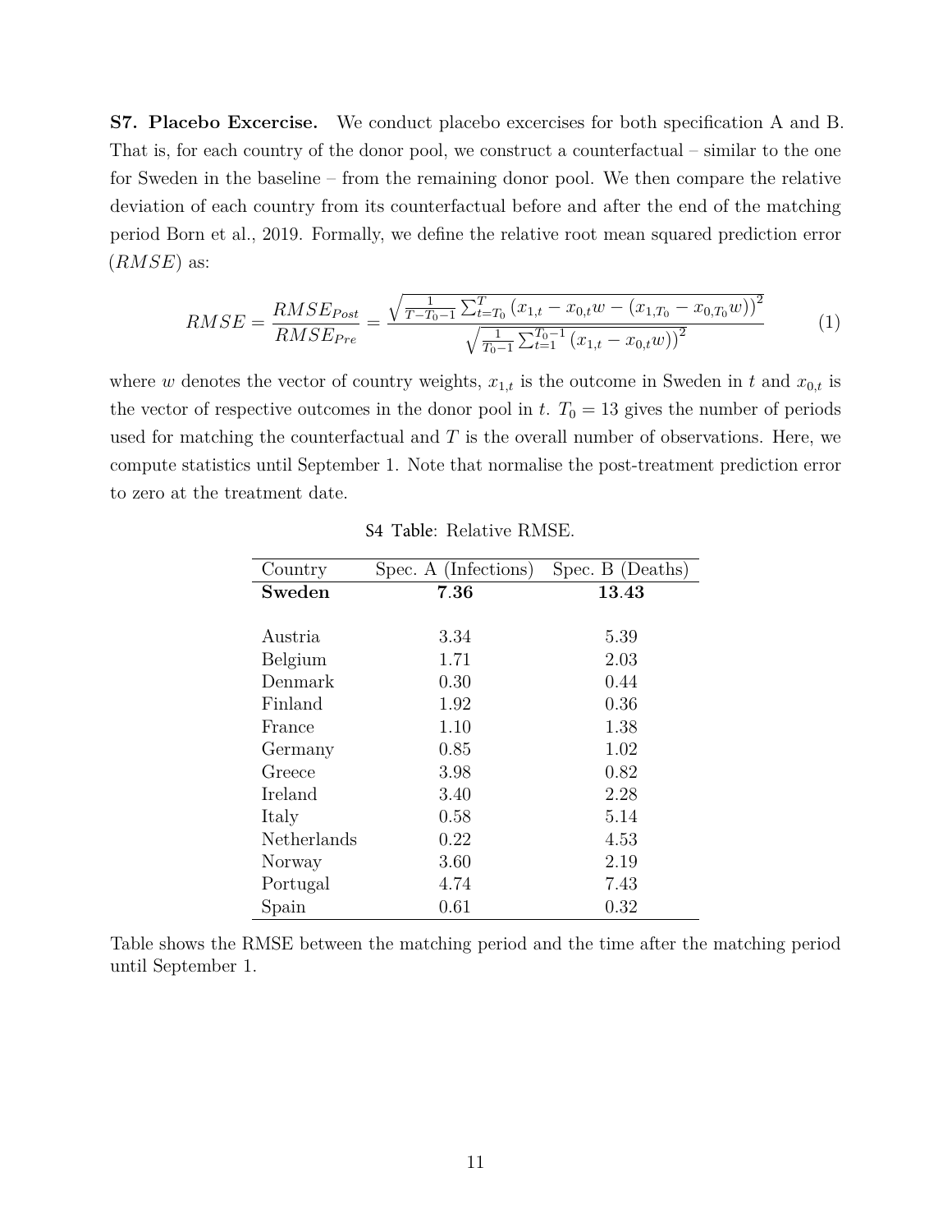**S7. Placebo Excercise.** We conduct placebo excercises for both specification A and B. That is, for each country of the donor pool, we construct a counterfactual – similar to the one for Sweden in the baseline – from the remaining donor pool. We then compare the relative deviation of each country from its counterfactual before and after the end of the matching period Born et al., 2019. Formally, we define the relative root mean squared prediction error ($RMSE$) as:

$$RMSE = \frac{RMSE_{Post}}{RMSE_{Pre}} = \frac{\sqrt{\frac{1}{T-T_0-1}\sum_{t=T_0}^{T}\left(x_{1,t} - x_{0,t}w - (x_{1,T_0} - x_{0,T_0}w)\right)^2}}{\sqrt{\frac{1}{T_0-1}\sum_{t=1}^{T_0-1}\left(x_{1,t} - x_{0,t}w\right)^2}} \tag{1}$$

where $w$ denotes the vector of country weights, $x_{1,t}$ is the outcome in Sweden in $t$ and $x_{0,t}$ is the vector of respective outcomes in the donor pool in $t$. $T_0 = 13$ gives the number of periods used for matching the counterfactual and $T$ is the overall number of observations. Here, we compute statistics until September 1. Note that normalise the post-treatment prediction error to zero at the treatment date.

S4 Table: Relative RMSE.

| Country | Spec. A (Infections) | Spec. B (Deaths) |
|---|---|---|
| **Sweden** | **7.36** | **13.43** |
| | | |
| Austria | 3.34 | 5.39 |
| Belgium | 1.71 | 2.03 |
| Denmark | 0.30 | 0.44 |
| Finland | 1.92 | 0.36 |
| France | 1.10 | 1.38 |
| Germany | 0.85 | 1.02 |
| Greece | 3.98 | 0.82 |
| Ireland | 3.40 | 2.28 |
| Italy | 0.58 | 5.14 |
| Netherlands | 0.22 | 4.53 |
| Norway | 3.60 | 2.19 |
| Portugal | 4.74 | 7.43 |
| Spain | 0.61 | 0.32 |

Table shows the RMSE between the matching period and the time after the matching period until September 1.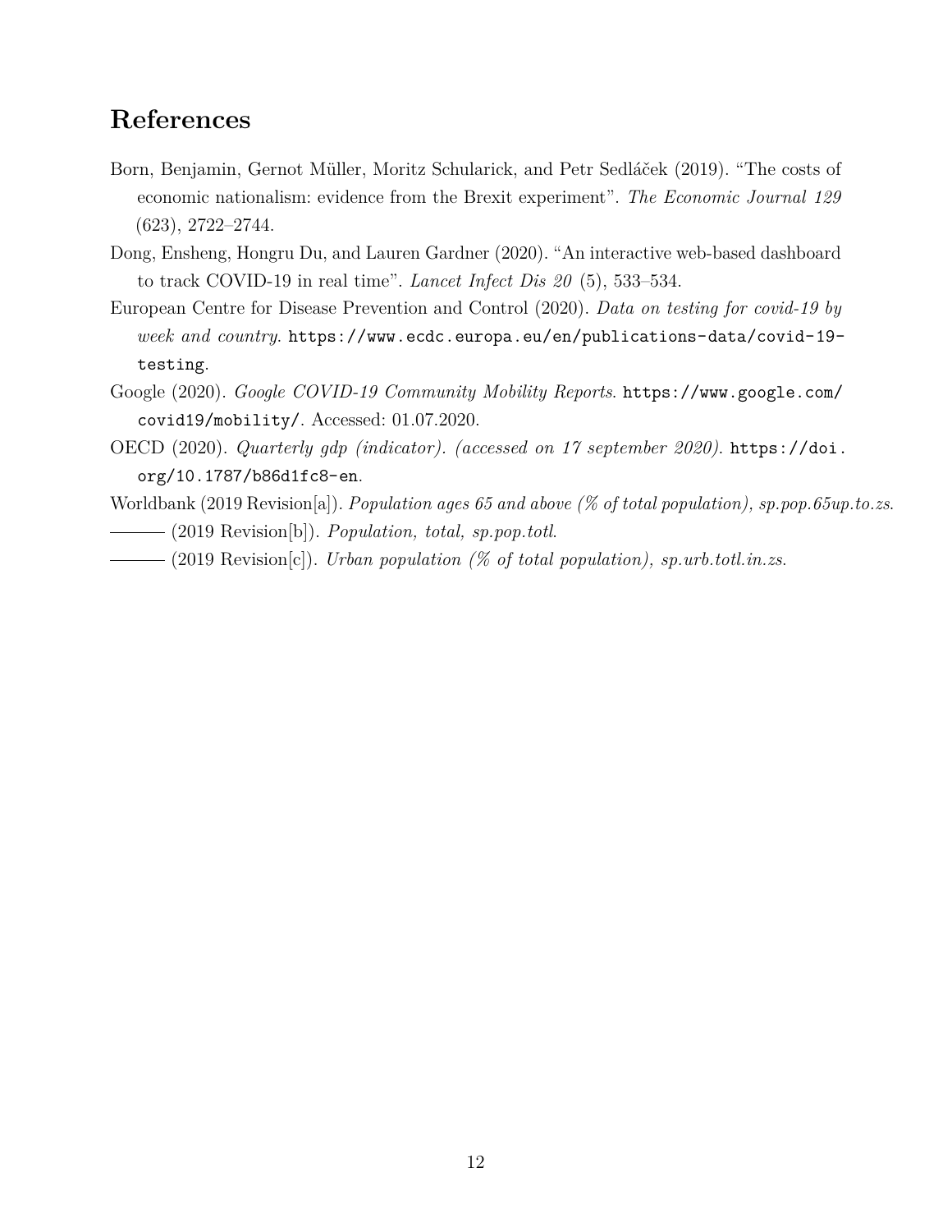# References

Born, Benjamin, Gernot Müller, Moritz Schularick, and Petr Sedláček (2019). "The costs of economic nationalism: evidence from the Brexit experiment". *The Economic Journal 129* (623), 2722–2744.

Dong, Ensheng, Hongru Du, and Lauren Gardner (2020). "An interactive web-based dashboard to track COVID-19 in real time". *Lancet Infect Dis 20* (5), 533–534.

European Centre for Disease Prevention and Control (2020). *Data on testing for covid-19 by week and country*. https://www.ecdc.europa.eu/en/publications-data/covid-19-testing.

Google (2020). *Google COVID-19 Community Mobility Reports*. https://www.google.com/covid19/mobility/. Accessed: 01.07.2020.

OECD (2020). *Quarterly gdp (indicator). (accessed on 17 september 2020)*. https://doi.org/10.1787/b86d1fc8-en.

Worldbank (2019 Revision[a]). *Population ages 65 and above (% of total population), sp.pop.65up.to.zs*.

——— (2019 Revision[b]). *Population, total, sp.pop.totl*.

——— (2019 Revision[c]). *Urban population (% of total population), sp.urb.totl.in.zs*.